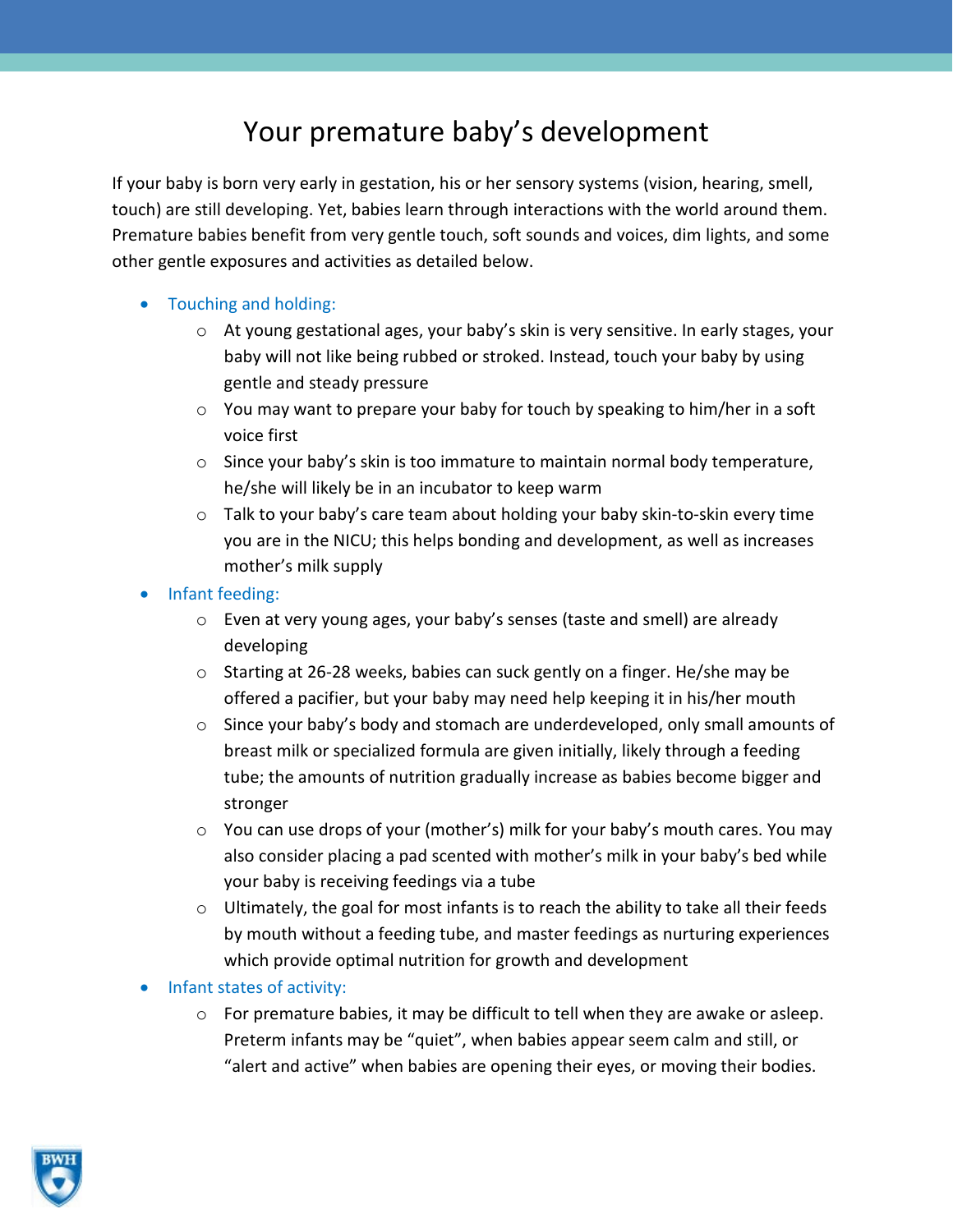# Your premature baby's development

If your baby is born very early in gestation, his or her sensory systems (vision, hearing, smell, touch) are still developing. Yet, babies learn through interactions with the world around them. Premature babies benefit from very gentle touch, soft sounds and voices, dim lights, and some other gentle exposures and activities as detailed below.

- Touching and holding:
  - At young gestational ages, your baby's skin is very sensitive. In early stages, your baby will not like being rubbed or stroked. Instead, touch your baby by using gentle and steady pressure
  - You may want to prepare your baby for touch by speaking to him/her in a soft voice first
  - Since your baby's skin is too immature to maintain normal body temperature, he/she will likely be in an incubator to keep warm
  - Talk to your baby's care team about holding your baby skin-to-skin every time you are in the NICU; this helps bonding and development, as well as increases mother's milk supply
- Infant feeding:
  - Even at very young ages, your baby's senses (taste and smell) are already developing
  - Starting at 26-28 weeks, babies can suck gently on a finger. He/she may be offered a pacifier, but your baby may need help keeping it in his/her mouth
  - Since your baby's body and stomach are underdeveloped, only small amounts of breast milk or specialized formula are given initially, likely through a feeding tube; the amounts of nutrition gradually increase as babies become bigger and stronger
  - You can use drops of your (mother's) milk for your baby's mouth cares. You may also consider placing a pad scented with mother's milk in your baby's bed while your baby is receiving feedings via a tube
  - Ultimately, the goal for most infants is to reach the ability to take all their feeds by mouth without a feeding tube, and master feedings as nurturing experiences which provide optimal nutrition for growth and development
- Infant states of activity:
  - For premature babies, it may be difficult to tell when they are awake or asleep. Preterm infants may be "quiet", when babies appear seem calm and still, or "alert and active" when babies are opening their eyes, or moving their bodies.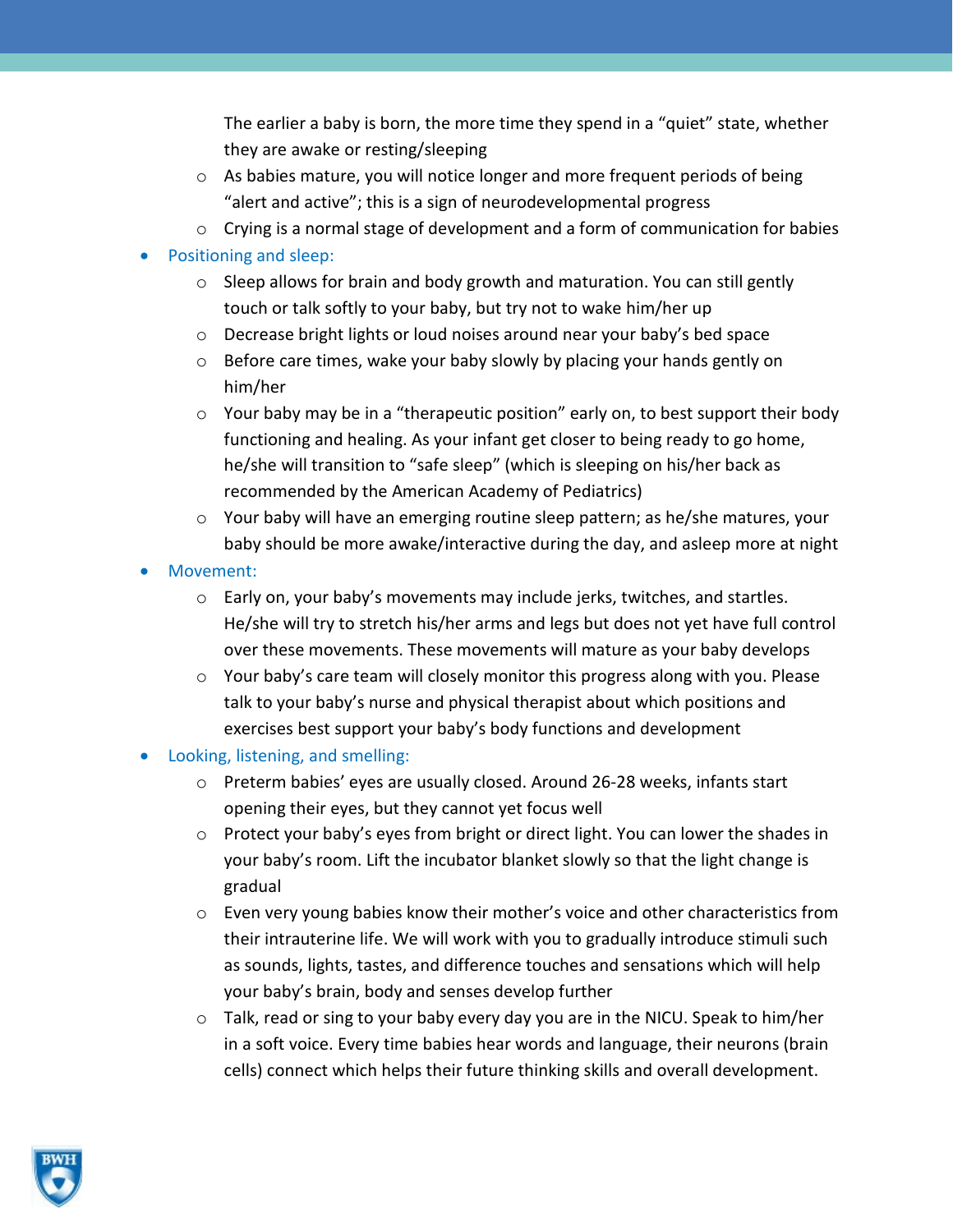The earlier a baby is born, the more time they spend in a "quiet" state, whether they are awake or resting/sleeping
  - As babies mature, you will notice longer and more frequent periods of being "alert and active"; this is a sign of neurodevelopmental progress
  - Crying is a normal stage of development and a form of communication for babies
- Positioning and sleep:
  - Sleep allows for brain and body growth and maturation. You can still gently touch or talk softly to your baby, but try not to wake him/her up
  - Decrease bright lights or loud noises around near your baby's bed space
  - Before care times, wake your baby slowly by placing your hands gently on him/her
  - Your baby may be in a "therapeutic position" early on, to best support their body functioning and healing. As your infant get closer to being ready to go home, he/she will transition to "safe sleep" (which is sleeping on his/her back as recommended by the American Academy of Pediatrics)
  - Your baby will have an emerging routine sleep pattern; as he/she matures, your baby should be more awake/interactive during the day, and asleep more at night
- Movement:
  - Early on, your baby's movements may include jerks, twitches, and startles. He/she will try to stretch his/her arms and legs but does not yet have full control over these movements. These movements will mature as your baby develops
  - Your baby's care team will closely monitor this progress along with you. Please talk to your baby's nurse and physical therapist about which positions and exercises best support your baby's body functions and development
- Looking, listening, and smelling:
  - Preterm babies' eyes are usually closed. Around 26-28 weeks, infants start opening their eyes, but they cannot yet focus well
  - Protect your baby's eyes from bright or direct light. You can lower the shades in your baby's room. Lift the incubator blanket slowly so that the light change is gradual
  - Even very young babies know their mother's voice and other characteristics from their intrauterine life. We will work with you to gradually introduce stimuli such as sounds, lights, tastes, and difference touches and sensations which will help your baby's brain, body and senses develop further
  - Talk, read or sing to your baby every day you are in the NICU. Speak to him/her in a soft voice. Every time babies hear words and language, their neurons (brain cells) connect which helps their future thinking skills and overall development.